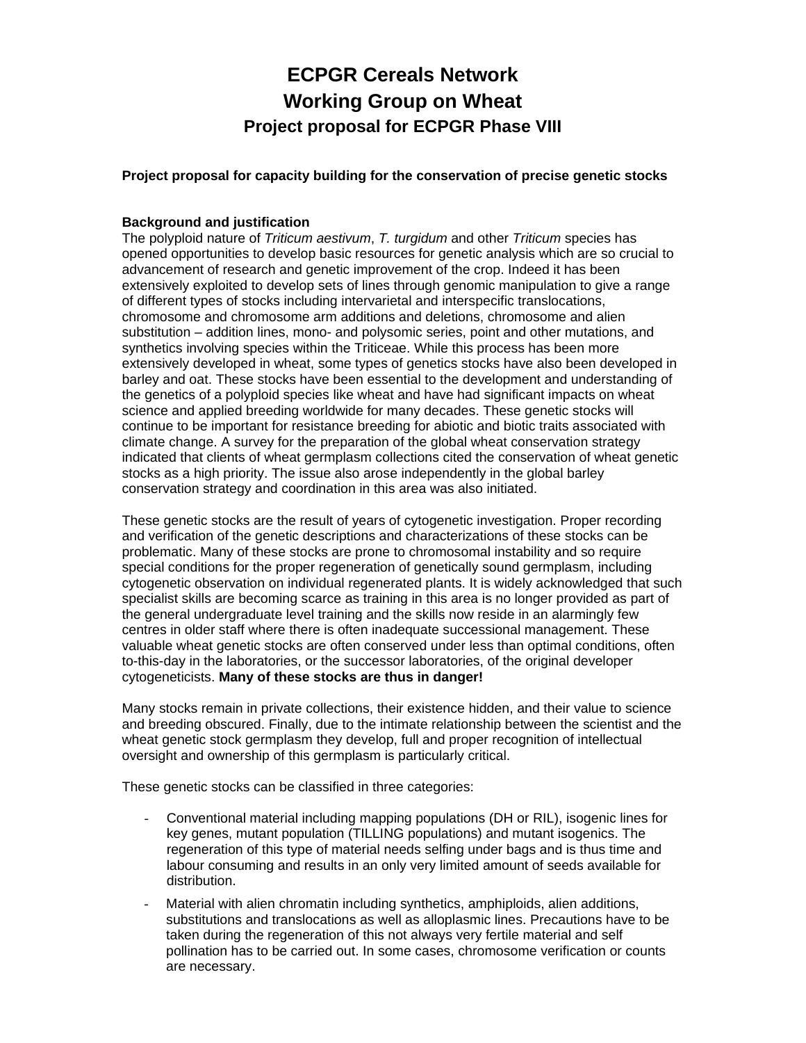# ECPGR Cereals Network
# Working Group on Wheat
## Project proposal for ECPGR Phase VIII

**Project proposal for capacity building for the conservation of precise genetic stocks**

**Background and justification**

The polyploid nature of *Triticum aestivum*, *T. turgidum* and other *Triticum* species has opened opportunities to develop basic resources for genetic analysis which are so crucial to advancement of research and genetic improvement of the crop. Indeed it has been extensively exploited to develop sets of lines through genomic manipulation to give a range of different types of stocks including intervarietal and interspecific translocations, chromosome and chromosome arm additions and deletions, chromosome and alien substitution – addition lines, mono- and polysomic series, point and other mutations, and synthetics involving species within the Triticeae. While this process has been more extensively developed in wheat, some types of genetics stocks have also been developed in barley and oat. These stocks have been essential to the development and understanding of the genetics of a polyploid species like wheat and have had significant impacts on wheat science and applied breeding worldwide for many decades. These genetic stocks will continue to be important for resistance breeding for abiotic and biotic traits associated with climate change. A survey for the preparation of the global wheat conservation strategy indicated that clients of wheat germplasm collections cited the conservation of wheat genetic stocks as a high priority. The issue also arose independently in the global barley conservation strategy and coordination in this area was also initiated.

These genetic stocks are the result of years of cytogenetic investigation. Proper recording and verification of the genetic descriptions and characterizations of these stocks can be problematic. Many of these stocks are prone to chromosomal instability and so require special conditions for the proper regeneration of genetically sound germplasm, including cytogenetic observation on individual regenerated plants. It is widely acknowledged that such specialist skills are becoming scarce as training in this area is no longer provided as part of the general undergraduate level training and the skills now reside in an alarmingly few centres in older staff where there is often inadequate successional management. These valuable wheat genetic stocks are often conserved under less than optimal conditions, often to-this-day in the laboratories, or the successor laboratories, of the original developer cytogeneticists. **Many of these stocks are thus in danger!**

Many stocks remain in private collections, their existence hidden, and their value to science and breeding obscured. Finally, due to the intimate relationship between the scientist and the wheat genetic stock germplasm they develop, full and proper recognition of intellectual oversight and ownership of this germplasm is particularly critical.

These genetic stocks can be classified in three categories:

- Conventional material including mapping populations (DH or RIL), isogenic lines for key genes, mutant population (TILLING populations) and mutant isogenics. The regeneration of this type of material needs selfing under bags and is thus time and labour consuming and results in an only very limited amount of seeds available for distribution.
- Material with alien chromatin including synthetics, amphiploids, alien additions, substitutions and translocations as well as alloplasmic lines. Precautions have to be taken during the regeneration of this not always very fertile material and self pollination has to be carried out. In some cases, chromosome verification or counts are necessary.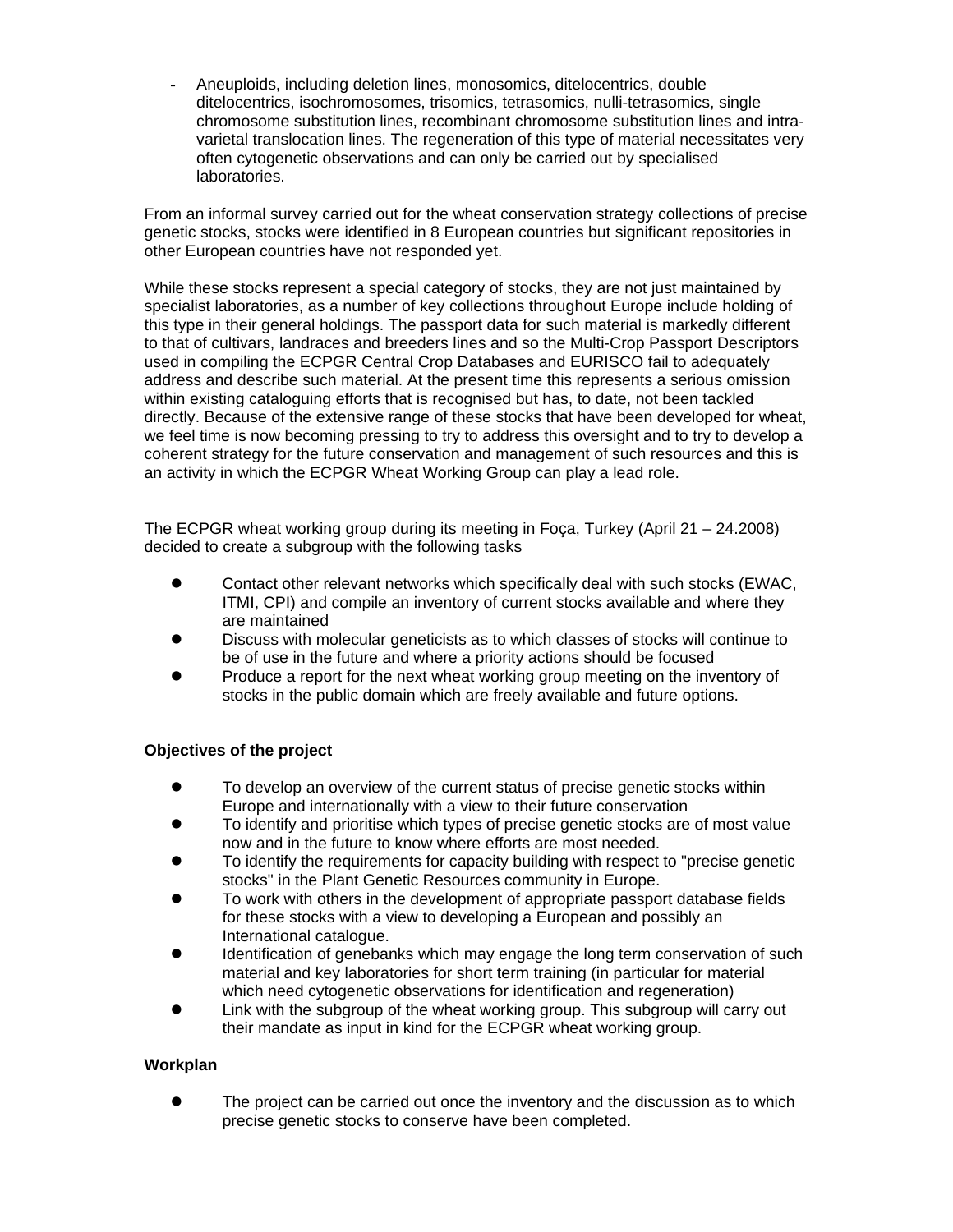- Aneuploids, including deletion lines, monosomics, ditelocentrics, double ditelocentrics, isochromosomes, trisomics, tetrasomics, nulli-tetrasomics, single chromosome substitution lines, recombinant chromosome substitution lines and intra-varietal translocation lines. The regeneration of this type of material necessitates very often cytogenetic observations and can only be carried out by specialised laboratories.

From an informal survey carried out for the wheat conservation strategy collections of precise genetic stocks, stocks were identified in 8 European countries but significant repositories in other European countries have not responded yet.

While these stocks represent a special category of stocks, they are not just maintained by specialist laboratories, as a number of key collections throughout Europe include holding of this type in their general holdings. The passport data for such material is markedly different to that of cultivars, landraces and breeders lines and so the Multi-Crop Passport Descriptors used in compiling the ECPGR Central Crop Databases and EURISCO fail to adequately address and describe such material. At the present time this represents a serious omission within existing cataloguing efforts that is recognised but has, to date, not been tackled directly. Because of the extensive range of these stocks that have been developed for wheat, we feel time is now becoming pressing to try to address this oversight and to try to develop a coherent strategy for the future conservation and management of such resources and this is an activity in which the ECPGR Wheat Working Group can play a lead role.

The ECPGR wheat working group during its meeting in Foça, Turkey (April 21 – 24.2008) decided to create a subgroup with the following tasks

- Contact other relevant networks which specifically deal with such stocks (EWAC, ITMI, CPI) and compile an inventory of current stocks available and where they are maintained
- Discuss with molecular geneticists as to which classes of stocks will continue to be of use in the future and where a priority actions should be focused
- Produce a report for the next wheat working group meeting on the inventory of stocks in the public domain which are freely available and future options.

**Objectives of the project**

- To develop an overview of the current status of precise genetic stocks within Europe and internationally with a view to their future conservation
- To identify and prioritise which types of precise genetic stocks are of most value now and in the future to know where efforts are most needed.
- To identify the requirements for capacity building with respect to "precise genetic stocks" in the Plant Genetic Resources community in Europe.
- To work with others in the development of appropriate passport database fields for these stocks with a view to developing a European and possibly an International catalogue.
- Identification of genebanks which may engage the long term conservation of such material and key laboratories for short term training (in particular for material which need cytogenetic observations for identification and regeneration)
- Link with the subgroup of the wheat working group. This subgroup will carry out their mandate as input in kind for the ECPGR wheat working group.

**Workplan**

- The project can be carried out once the inventory and the discussion as to which precise genetic stocks to conserve have been completed.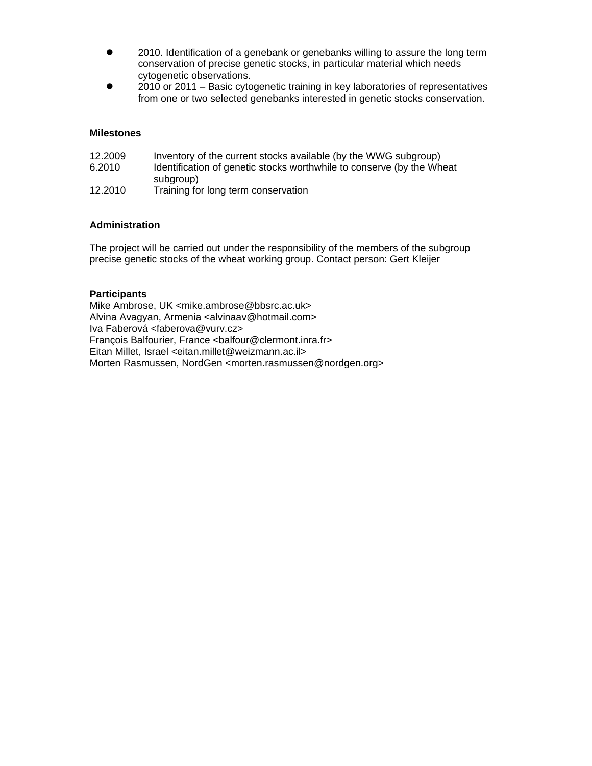- 2010. Identification of a genebank or genebanks willing to assure the long term conservation of precise genetic stocks, in particular material which needs cytogenetic observations.
- 2010 or 2011 – Basic cytogenetic training in key laboratories of representatives from one or two selected genebanks interested in genetic stocks conservation.

**Milestones**

| | |
|---|---|
| 12.2009 | Inventory of the current stocks available (by the WWG subgroup) |
| 6.2010 | Identification of genetic stocks worthwhile to conserve (by the Wheat subgroup) |
| 12.2010 | Training for long term conservation |

**Administration**

The project will be carried out under the responsibility of the members of the subgroup precise genetic stocks of the wheat working group. Contact person: Gert Kleijer

**Participants**

Mike Ambrose, UK <mike.ambrose@bbsrc.ac.uk>
Alvina Avagyan, Armenia <alvinaav@hotmail.com>
Iva Faberová <faberova@vurv.cz>
François Balfourier, France <balfour@clermont.inra.fr>
Eitan Millet, Israel <eitan.millet@weizmann.ac.il>
Morten Rasmussen, NordGen <morten.rasmussen@nordgen.org>